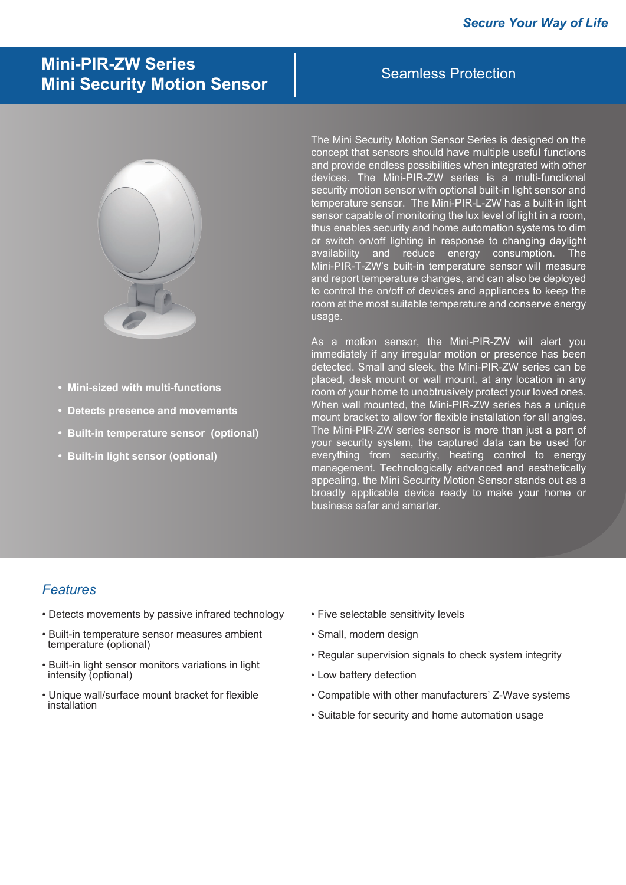Secure Your Way of Life

# Mini-PIR-ZW Series
# Mini Security Motion Sensor

## Seamless Protection

- **Mini-sized with multi-functions**
- **Detects presence and movements**
- **Built-in temperature sensor (optional)**
- **Built-in light sensor (optional)**

The Mini Security Motion Sensor Series is designed on the concept that sensors should have multiple useful functions and provide endless possibilities when integrated with other devices. The Mini-PIR-ZW series is a multi-functional security motion sensor with optional built-in light sensor and temperature sensor. The Mini-PIR-L-ZW has a built-in light sensor capable of monitoring the lux level of light in a room, thus enables security and home automation systems to dim or switch on/off lighting in response to changing daylight availability and reduce energy consumption. The Mini-PIR-T-ZW's built-in temperature sensor will measure and report temperature changes, and can also be deployed to control the on/off of devices and appliances to keep the room at the most suitable temperature and conserve energy usage.

As a motion sensor, the Mini-PIR-ZW will alert you immediately if any irregular motion or presence has been detected. Small and sleek, the Mini-PIR-ZW series can be placed, desk mount or wall mount, at any location in any room of your home to unobtrusively protect your loved ones. When wall mounted, the Mini-PIR-ZW series has a unique mount bracket to allow for flexible installation for all angles. The Mini-PIR-ZW series sensor is more than just a part of your security system, the captured data can be used for everything from security, heating control to energy management. Technologically advanced and aesthetically appealing, the Mini Security Motion Sensor stands out as a broadly applicable device ready to make your home or business safer and smarter.

## *Features*

- Detects movements by passive infrared technology
- Built-in temperature sensor measures ambient temperature (optional)
- Built-in light sensor monitors variations in light intensity (optional)
- Unique wall/surface mount bracket for flexible installation
- Five selectable sensitivity levels
- Small, modern design
- Regular supervision signals to check system integrity
- Low battery detection
- Compatible with other manufacturers' Z-Wave systems
- Suitable for security and home automation usage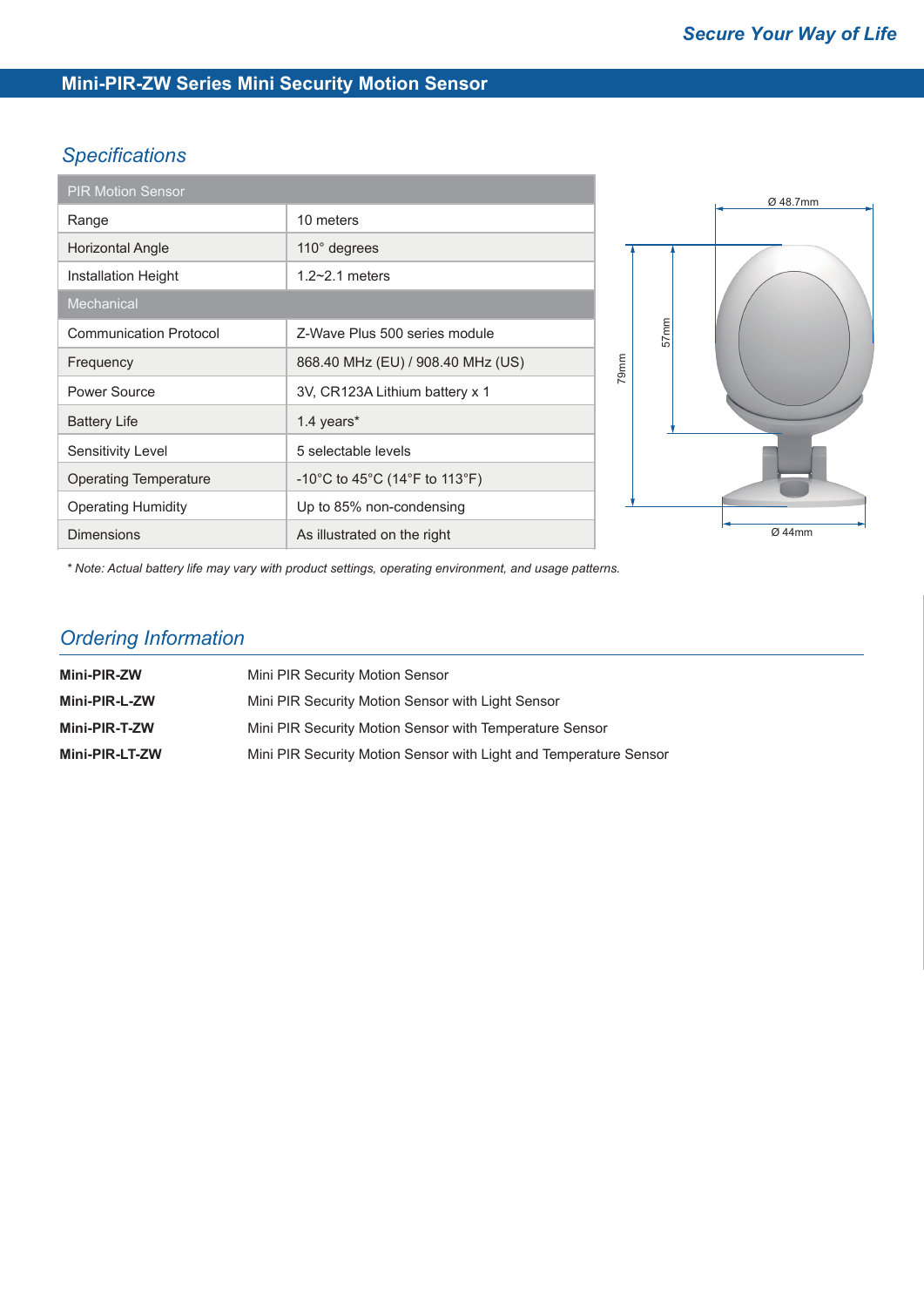Secure Your Way of Life

## Mini-PIR-ZW Series Mini Security Motion Sensor

### Specifications

| | |
|---|---|
| **PIR Motion Sensor** | |
| Range | 10 meters |
| Horizontal Angle | 110° degrees |
| Installation Height | 1.2~2.1 meters |
| **Mechanical** | |
| Communication Protocol | Z-Wave Plus 500 series module |
| Frequency | 868.40 MHz (EU) / 908.40 MHz (US) |
| Power Source | 3V, CR123A Lithium battery x 1 |
| Battery Life | 1.4 years* |
| Sensitivity Level | 5 selectable levels |
| Operating Temperature | -10°C to 45°C (14°F to 113°F) |
| Operating Humidity | Up to 85% non-condensing |
| Dimensions | As illustrated on the right |

Ø 48.7mm

57mm

79mm

Ø 44mm

*\* Note: Actual battery life may vary with product settings, operating environment, and usage patterns.*

### Ordering Information

| | |
|---|---|
| **Mini-PIR-ZW** | Mini PIR Security Motion Sensor |
| **Mini-PIR-L-ZW** | Mini PIR Security Motion Sensor with Light Sensor |
| **Mini-PIR-T-ZW** | Mini PIR Security Motion Sensor with Temperature Sensor |
| **Mini-PIR-LT-ZW** | Mini PIR Security Motion Sensor with Light and Temperature Sensor |